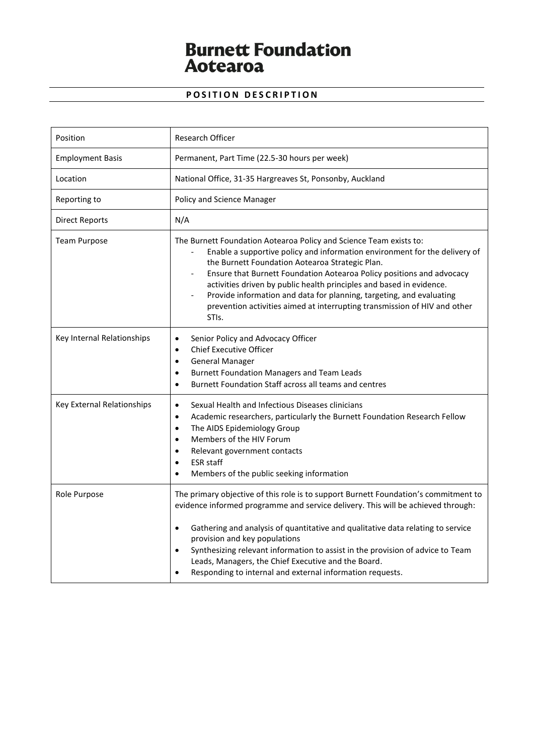# Burnett Foundation Aotearoa

## POSITION DESCRIPTION

| | |
|---|---|
| Position | Research Officer |
| Employment Basis | Permanent, Part Time (22.5-30 hours per week) |
| Location | National Office, 31-35 Hargreaves St, Ponsonby, Auckland |
| Reporting to | Policy and Science Manager |
| Direct Reports | N/A |
| Team Purpose | The Burnett Foundation Aotearoa Policy and Science Team exists to:<br>- Enable a supportive policy and information environment for the delivery of the Burnett Foundation Aotearoa Strategic Plan.<br>- Ensure that Burnett Foundation Aotearoa Policy positions and advocacy activities driven by public health principles and based in evidence.<br>- Provide information and data for planning, targeting, and evaluating prevention activities aimed at interrupting transmission of HIV and other STIs. |
| Key Internal Relationships | • Senior Policy and Advocacy Officer<br>• Chief Executive Officer<br>• General Manager<br>• Burnett Foundation Managers and Team Leads<br>• Burnett Foundation Staff across all teams and centres |
| Key External Relationships | • Sexual Health and Infectious Diseases clinicians<br>• Academic researchers, particularly the Burnett Foundation Research Fellow<br>• The AIDS Epidemiology Group<br>• Members of the HIV Forum<br>• Relevant government contacts<br>• ESR staff<br>• Members of the public seeking information |
| Role Purpose | The primary objective of this role is to support Burnett Foundation's commitment to evidence informed programme and service delivery. This will be achieved through:<br><br>• Gathering and analysis of quantitative and qualitative data relating to service provision and key populations<br>• Synthesizing relevant information to assist in the provision of advice to Team Leads, Managers, the Chief Executive and the Board.<br>• Responding to internal and external information requests. |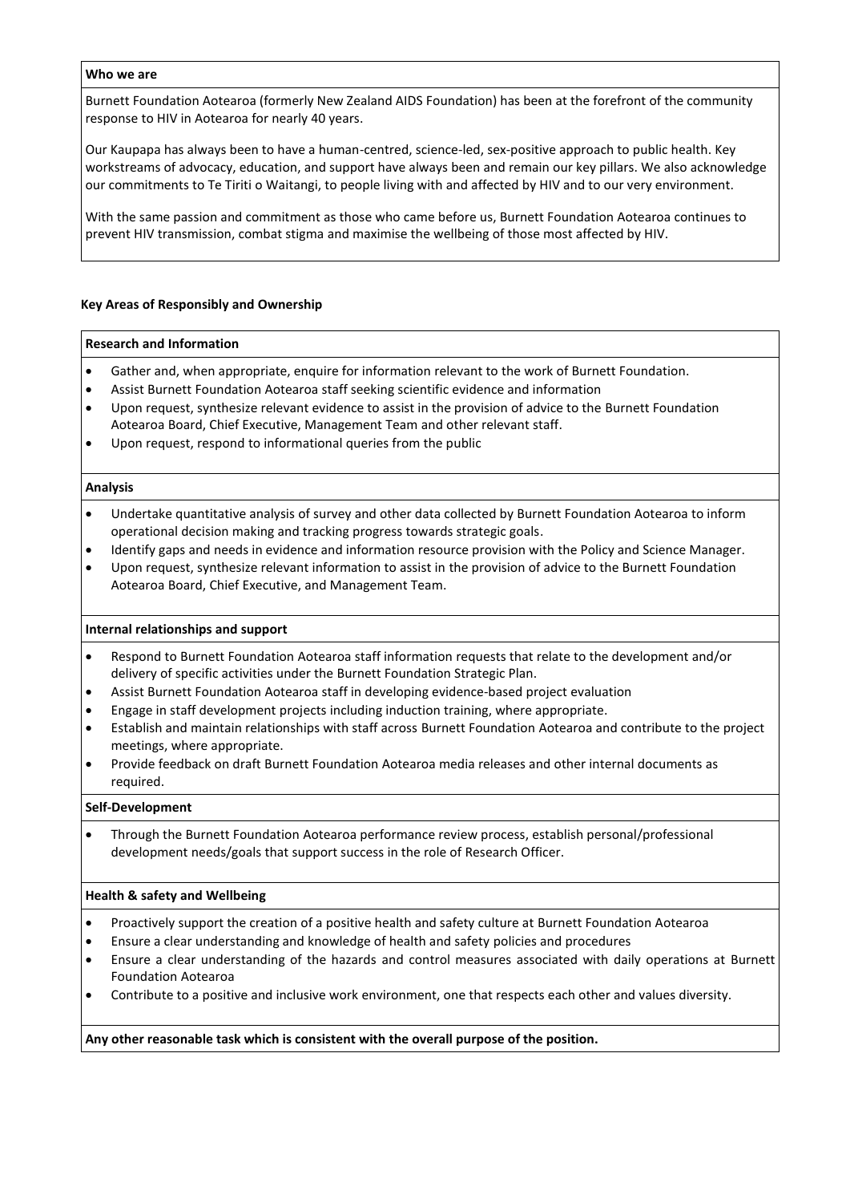**Who we are**

Burnett Foundation Aotearoa (formerly New Zealand AIDS Foundation) has been at the forefront of the community response to HIV in Aotearoa for nearly 40 years.

Our Kaupapa has always been to have a human-centred, science-led, sex-positive approach to public health. Key workstreams of advocacy, education, and support have always been and remain our key pillars. We also acknowledge our commitments to Te Tiriti o Waitangi, to people living with and affected by HIV and to our very environment.

With the same passion and commitment as those who came before us, Burnett Foundation Aotearoa continues to prevent HIV transmission, combat stigma and maximise the wellbeing of those most affected by HIV.

## Key Areas of Responsibly and Ownership

### Research and Information

- Gather and, when appropriate, enquire for information relevant to the work of Burnett Foundation.
- Assist Burnett Foundation Aotearoa staff seeking scientific evidence and information
- Upon request, synthesize relevant evidence to assist in the provision of advice to the Burnett Foundation Aotearoa Board, Chief Executive, Management Team and other relevant staff.
- Upon request, respond to informational queries from the public

### Analysis

- Undertake quantitative analysis of survey and other data collected by Burnett Foundation Aotearoa to inform operational decision making and tracking progress towards strategic goals.
- Identify gaps and needs in evidence and information resource provision with the Policy and Science Manager.
- Upon request, synthesize relevant information to assist in the provision of advice to the Burnett Foundation Aotearoa Board, Chief Executive, and Management Team.

### Internal relationships and support

- Respond to Burnett Foundation Aotearoa staff information requests that relate to the development and/or delivery of specific activities under the Burnett Foundation Strategic Plan.
- Assist Burnett Foundation Aotearoa staff in developing evidence-based project evaluation
- Engage in staff development projects including induction training, where appropriate.
- Establish and maintain relationships with staff across Burnett Foundation Aotearoa and contribute to the project meetings, where appropriate.
- Provide feedback on draft Burnett Foundation Aotearoa media releases and other internal documents as required.

### Self-Development

- Through the Burnett Foundation Aotearoa performance review process, establish personal/professional development needs/goals that support success in the role of Research Officer.

### Health & safety and Wellbeing

- Proactively support the creation of a positive health and safety culture at Burnett Foundation Aotearoa
- Ensure a clear understanding and knowledge of health and safety policies and procedures
- Ensure a clear understanding of the hazards and control measures associated with daily operations at Burnett Foundation Aotearoa
- Contribute to a positive and inclusive work environment, one that respects each other and values diversity.

**Any other reasonable task which is consistent with the overall purpose of the position.**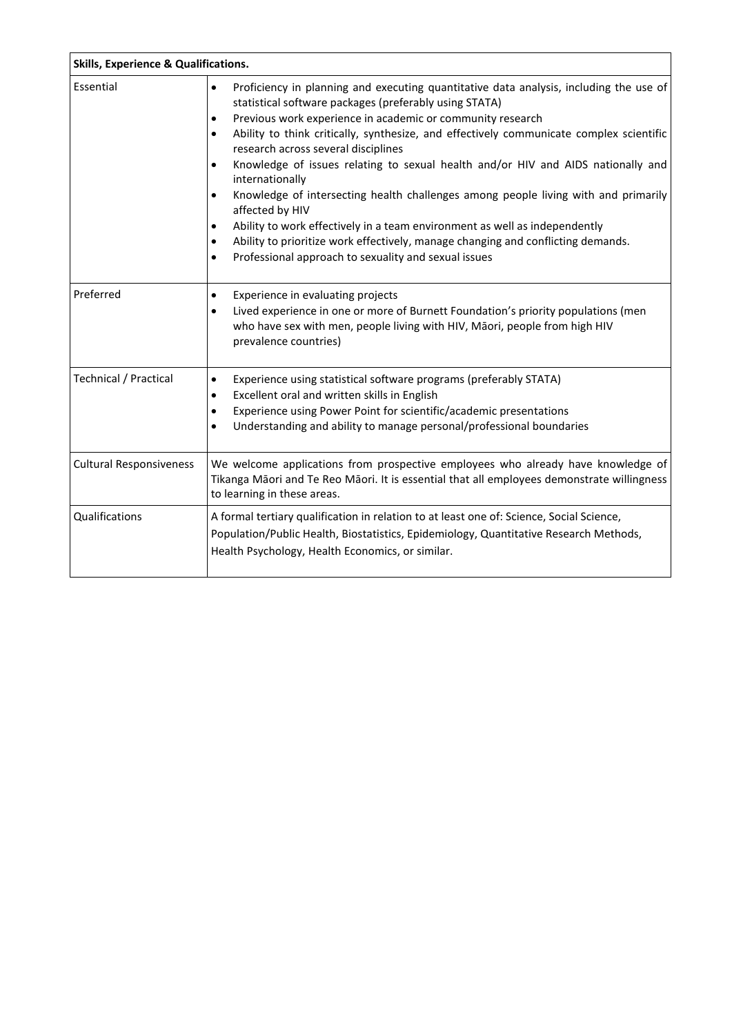| **Skills, Experience & Qualifications.** | |
|---|---|
| Essential | • Proficiency in planning and executing quantitative data analysis, including the use of statistical software packages (preferably using STATA)<br>• Previous work experience in academic or community research<br>• Ability to think critically, synthesize, and effectively communicate complex scientific research across several disciplines<br>• Knowledge of issues relating to sexual health and/or HIV and AIDS nationally and internationally<br>• Knowledge of intersecting health challenges among people living with and primarily affected by HIV<br>• Ability to work effectively in a team environment as well as independently<br>• Ability to prioritize work effectively, manage changing and conflicting demands.<br>• Professional approach to sexuality and sexual issues |
| Preferred | • Experience in evaluating projects<br>• Lived experience in one or more of Burnett Foundation's priority populations (men who have sex with men, people living with HIV, Māori, people from high HIV prevalence countries) |
| Technical / Practical | • Experience using statistical software programs (preferably STATA)<br>• Excellent oral and written skills in English<br>• Experience using Power Point for scientific/academic presentations<br>• Understanding and ability to manage personal/professional boundaries |
| Cultural Responsiveness | We welcome applications from prospective employees who already have knowledge of Tikanga Māori and Te Reo Māori. It is essential that all employees demonstrate willingness to learning in these areas. |
| Qualifications | A formal tertiary qualification in relation to at least one of: Science, Social Science, Population/Public Health, Biostatistics, Epidemiology, Quantitative Research Methods, Health Psychology, Health Economics, or similar. |